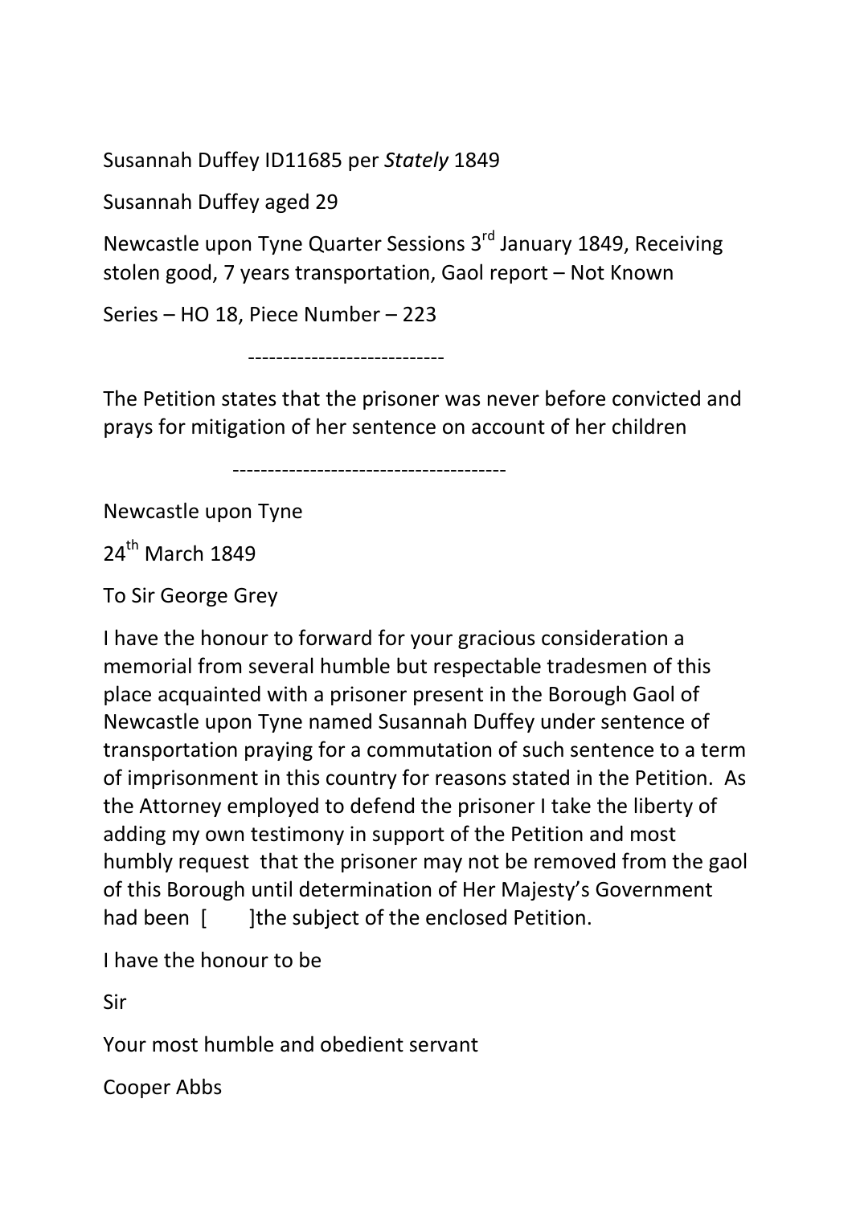Susannah Duffey ID11685 per *Stately* 1849

Susannah Duffey aged 29

Newcastle upon Tyne Quarter Sessions 3rd January 1849, Receiving stolen good, 7 years transportation, Gaol report – Not Known

Series – HO 18, Piece Number – 223

---------------------------

The Petition states that the prisoner was never before convicted and prays for mitigation of her sentence on account of her children

--------------------------------------

Newcastle upon Tyne

24th March 1849

To Sir George Grey

I have the honour to forward for your gracious consideration a memorial from several humble but respectable tradesmen of this place acquainted with a prisoner present in the Borough Gaol of Newcastle upon Tyne named Susannah Duffey under sentence of transportation praying for a commutation of such sentence to a term of imprisonment in this country for reasons stated in the Petition. As the Attorney employed to defend the prisoner I take the liberty of adding my own testimony in support of the Petition and most humbly request that the prisoner may not be removed from the gaol of this Borough until determination of Her Majesty's Government had been [ ]the subject of the enclosed Petition.

I have the honour to be

Sir

Your most humble and obedient servant

Cooper Abbs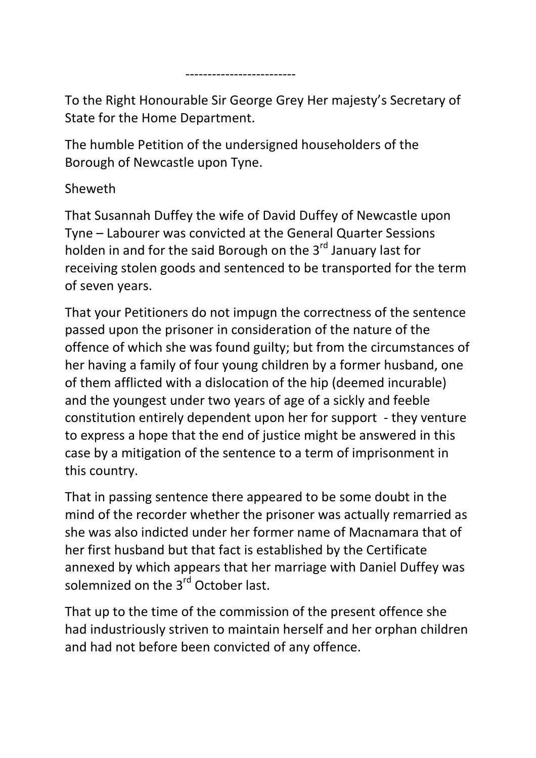-------------------------

To the Right Honourable Sir George Grey Her majesty's Secretary of State for the Home Department.

The humble Petition of the undersigned householders of the Borough of Newcastle upon Tyne.

Sheweth

That Susannah Duffey the wife of David Duffey of Newcastle upon Tyne – Labourer was convicted at the General Quarter Sessions holden in and for the said Borough on the 3rd January last for receiving stolen goods and sentenced to be transported for the term of seven years.

That your Petitioners do not impugn the correctness of the sentence passed upon the prisoner in consideration of the nature of the offence of which she was found guilty; but from the circumstances of her having a family of four young children by a former husband, one of them afflicted with a dislocation of the hip (deemed incurable) and the youngest under two years of age of a sickly and feeble constitution entirely dependent upon her for support - they venture to express a hope that the end of justice might be answered in this case by a mitigation of the sentence to a term of imprisonment in this country.

That in passing sentence there appeared to be some doubt in the mind of the recorder whether the prisoner was actually remarried as she was also indicted under her former name of Macnamara that of her first husband but that fact is established by the Certificate annexed by which appears that her marriage with Daniel Duffey was solemnized on the 3rd October last.

That up to the time of the commission of the present offence she had industriously striven to maintain herself and her orphan children and had not before been convicted of any offence.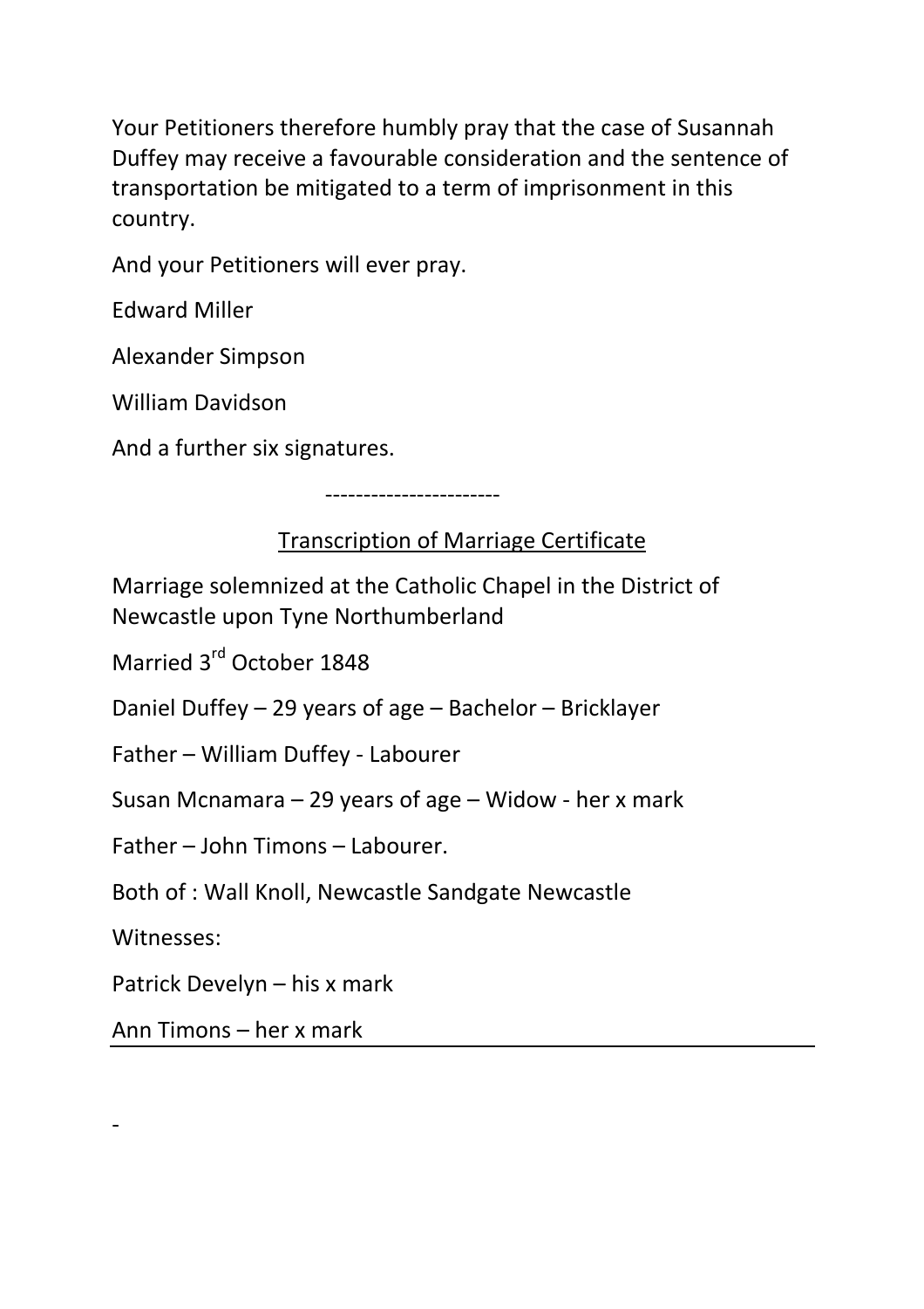Your Petitioners therefore humbly pray that the case of Susannah Duffey may receive a favourable consideration and the sentence of transportation be mitigated to a term of imprisonment in this country.

And your Petitioners will ever pray.

Edward Miller

Alexander Simpson

William Davidson

And a further six signatures.

-----------------------

<u>Transcription of Marriage Certificate</u>

Marriage solemnized at the Catholic Chapel in the District of Newcastle upon Tyne Northumberland

Married 3rd October 1848

Daniel Duffey – 29 years of age – Bachelor – Bricklayer

Father – William Duffey - Labourer

Susan Mcnamara – 29 years of age – Widow - her x mark

Father – John Timons – Labourer.

Both of : Wall Knoll, Newcastle Sandgate Newcastle

Witnesses:

Patrick Develyn – his x mark

Ann Timons – her x mark

---

-